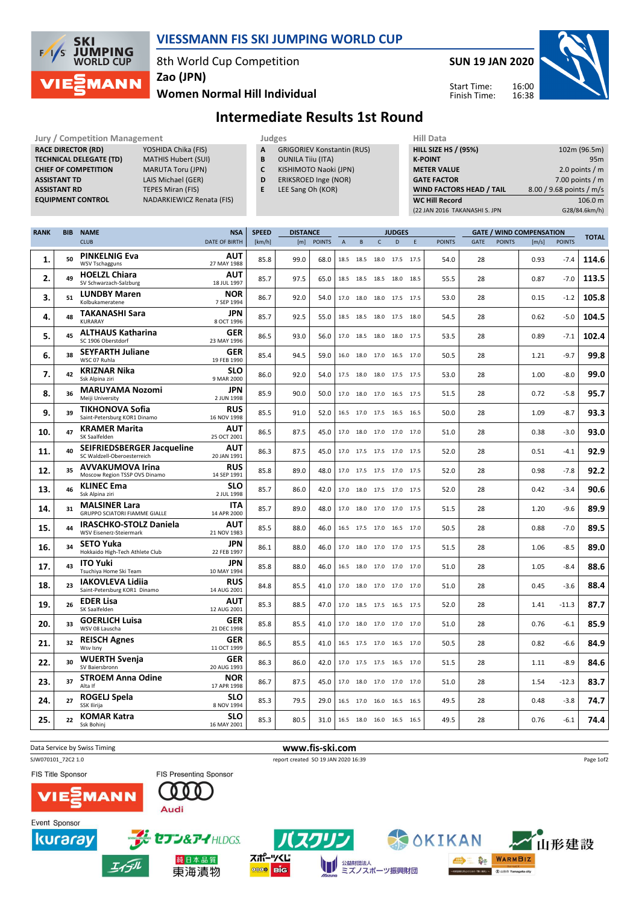# VIESSMANN FIS SKI JUMPING WORLD CUP

8th World Cup Competition
Zao (JPN)
Women Normal Hill Individual

SUN 19 JAN 2020

Start Time: 16:00
Finish Time: 16:38

## Intermediate Results 1st Round

| Jury / Competition Management | |
|---|---|
| RACE DIRECTOR (RD) | YOSHIDA Chika (FIS) |
| TECHNICAL DELEGATE (TD) | MATHIS Hubert (SUI) |
| CHIEF OF COMPETITION | MARUTA Toru (JPN) |
| ASSISTANT TD | LAIS Michael (GER) |
| ASSISTANT RD | TEPES Miran (FIS) |
| EQUIPMENT CONTROL | NADARKIEWICZ Renata (FIS) |

| Judges | |
|---|---|
| A | GRIGORIEV Konstantin (RUS) |
| B | OUNILA Tiiu (ITA) |
| C | KISHIMOTO Naoki (JPN) |
| D | ERIKSROED Inge (NOR) |
| E | LEE Sang Oh (KOR) |

| Hill Data | |
|---|---|
| HILL SIZE HS / (95%) | 102m (96.5m) |
| K-POINT | 95m |
| METER VALUE | 2.0 points / m |
| GATE FACTOR | 7.00 points / m |
| WIND FACTORS HEAD / TAIL | 8.00 / 9.68 points / m/s |
| WC Hill Record | 106.0 m |
| (22 JAN 2016 TAKANASHI S. JPN | G28/84.6km/h) |

| RANK | BIB | NAME / CLUB | NSA / DATE OF BIRTH | SPEED [km/h] | DISTANCE [m] | DISTANCE POINTS | A | B | C | D | E | JUDGES POINTS | GATE | GATE POINTS | WIND [m/s] | WIND POINTS | TOTAL |
|---|---|---|---|---|---|---|---|---|---|---|---|---|---|---|---|---|---|
| 1. | 50 | PINKELNIG Eva / WSV Tschagguns | AUT / 27 MAY 1988 | 85.8 | 99.0 | 68.0 | 18.5 | 18.5 | 18.0 | 17.5 | 17.5 | 54.0 | 28 | | 0.93 | -7.4 | 114.6 |
| 2. | 49 | HOELZL Chiara / SV Schwarzach-Salzburg | AUT / 18 JUL 1997 | 85.7 | 97.5 | 65.0 | 18.5 | 18.5 | 18.5 | 18.0 | 18.5 | 55.5 | 28 | | 0.87 | -7.0 | 113.5 |
| 3. | 51 | LUNDBY Maren / Kolbukameratene | NOR / 7 SEP 1994 | 86.7 | 92.0 | 54.0 | 17.0 | 18.0 | 18.0 | 17.5 | 17.5 | 53.0 | 28 | | 0.15 | -1.2 | 105.8 |
| 4. | 48 | TAKANASHI Sara / KURARAY | JPN / 8 OCT 1996 | 85.7 | 92.5 | 55.0 | 18.5 | 18.5 | 18.0 | 17.5 | 18.0 | 54.5 | 28 | | 0.62 | -5.0 | 104.5 |
| 5. | 45 | ALTHAUS Katharina / SC 1906 Oberstdorf | GER / 23 MAY 1996 | 86.5 | 93.0 | 56.0 | 17.0 | 18.5 | 18.0 | 18.0 | 17.5 | 53.5 | 28 | | 0.89 | -7.1 | 102.4 |
| 6. | 38 | SEYFARTH Juliane / WSC 07 Ruhla | GER / 19 FEB 1990 | 85.4 | 94.5 | 59.0 | 16.0 | 18.0 | 17.0 | 16.5 | 17.0 | 50.5 | 28 | | 1.21 | -9.7 | 99.8 |
| 7. | 42 | KRIZNAR Nika / Ssk Alpina ziri | SLO / 9 MAR 2000 | 86.0 | 92.0 | 54.0 | 17.5 | 18.0 | 18.0 | 17.5 | 17.5 | 53.0 | 28 | | 1.00 | -8.0 | 99.0 |
| 8. | 36 | MARUYAMA Nozomi / Meiji University | JPN / 2 JUN 1998 | 85.9 | 90.0 | 50.0 | 17.0 | 18.0 | 17.0 | 16.5 | 17.5 | 51.5 | 28 | | 0.72 | -5.8 | 95.7 |
| 9. | 39 | TIKHONOVA Sofia / Saint-Petersburg KOR1 Dinamo | RUS / 16 NOV 1998 | 85.5 | 91.0 | 52.0 | 16.5 | 17.0 | 17.5 | 16.5 | 16.5 | 50.0 | 28 | | 1.09 | -8.7 | 93.3 |
| 10. | 47 | KRAMER Marita / SK Saalfelden | AUT / 25 OCT 2001 | 86.5 | 87.5 | 45.0 | 17.0 | 18.0 | 17.0 | 17.0 | 17.0 | 51.0 | 28 | | 0.38 | -3.0 | 93.0 |
| 11. | 40 | SEIFRIEDSBERGER Jacqueline / SC Waldzell-Oberoesterreich | AUT / 20 JAN 1991 | 86.3 | 87.5 | 45.0 | 17.0 | 17.5 | 17.5 | 17.0 | 17.5 | 52.0 | 28 | | 0.51 | -4.1 | 92.9 |
| 12. | 35 | AVVAKUMOVA Irina / Moscow Region TSSP OVS Dinamo | RUS / 14 SEP 1991 | 85.8 | 89.0 | 48.0 | 17.0 | 17.5 | 17.5 | 17.0 | 17.5 | 52.0 | 28 | | 0.98 | -7.8 | 92.2 |
| 13. | 46 | KLINEC Ema / Ssk Alpina ziri | SLO / 2 JUL 1998 | 85.7 | 86.0 | 42.0 | 17.0 | 18.0 | 17.5 | 17.0 | 17.5 | 52.0 | 28 | | 0.42 | -3.4 | 90.6 |
| 14. | 31 | MALSINER Lara / GRUPPO SCIATORI FIAMME GIALLE | ITA / 14 APR 2000 | 85.7 | 89.0 | 48.0 | 17.0 | 18.0 | 17.0 | 17.0 | 17.5 | 51.5 | 28 | | 1.20 | -9.6 | 89.9 |
| 15. | 44 | IRASCHKO-STOLZ Daniela / WSV Eisenerz-Steiermark | AUT / 21 NOV 1983 | 85.5 | 88.0 | 46.0 | 16.5 | 17.5 | 17.0 | 16.5 | 17.0 | 50.5 | 28 | | 0.88 | -7.0 | 89.5 |
| 16. | 34 | SETO Yuka / Hokkaido High-Tech Athlete Club | JPN / 22 FEB 1997 | 86.1 | 88.0 | 46.0 | 17.0 | 18.0 | 17.0 | 17.0 | 17.5 | 51.5 | 28 | | 1.06 | -8.5 | 89.0 |
| 17. | 43 | ITO Yuki / Tsuchiya Home Ski Team | JPN / 10 MAY 1994 | 85.8 | 88.0 | 46.0 | 16.5 | 18.0 | 17.0 | 17.0 | 17.0 | 51.0 | 28 | | 1.05 | -8.4 | 88.6 |
| 18. | 23 | IAKOVLEVA Lidiia / Saint-Petersburg KOR1 Dinamo | RUS / 14 AUG 2001 | 84.8 | 85.5 | 41.0 | 17.0 | 18.0 | 17.0 | 17.0 | 17.0 | 51.0 | 28 | | 0.45 | -3.6 | 88.4 |
| 19. | 26 | EDER Lisa / SK Saalfelden | AUT / 12 AUG 2001 | 85.3 | 88.5 | 47.0 | 17.0 | 18.5 | 17.5 | 16.5 | 17.5 | 52.0 | 28 | | 1.41 | -11.3 | 87.7 |
| 20. | 33 | GOERLICH Luisa / WSV 08 Lauscha | GER / 21 DEC 1998 | 85.8 | 85.5 | 41.0 | 17.0 | 18.0 | 17.0 | 17.0 | 17.0 | 51.0 | 28 | | 0.76 | -6.1 | 85.9 |
| 21. | 32 | REISCH Agnes / Wsv Isny | GER / 11 OCT 1999 | 86.5 | 85.5 | 41.0 | 16.5 | 17.5 | 17.0 | 16.5 | 17.0 | 50.5 | 28 | | 0.82 | -6.6 | 84.9 |
| 22. | 30 | WUERTH Svenja / SV Baiersbronn | GER / 20 AUG 1993 | 86.3 | 86.0 | 42.0 | 17.0 | 17.5 | 17.5 | 16.5 | 17.0 | 51.5 | 28 | | 1.11 | -8.9 | 84.6 |
| 23. | 37 | STROEM Anna Odine / Alta If | NOR / 17 APR 1998 | 86.7 | 87.5 | 45.0 | 17.0 | 18.0 | 17.0 | 17.0 | 17.0 | 51.0 | 28 | | 1.54 | -12.3 | 83.7 |
| 24. | 27 | ROGELJ Spela / SSK Ilirija | SLO / 8 NOV 1994 | 85.3 | 79.5 | 29.0 | 16.5 | 17.0 | 16.0 | 16.5 | 16.5 | 49.5 | 28 | | 0.48 | -3.8 | 74.7 |
| 25. | 22 | KOMAR Katra / Ssk Bohinj | SLO / 16 MAY 2001 | 85.3 | 80.5 | 31.0 | 16.5 | 18.0 | 16.0 | 16.5 | 16.5 | 49.5 | 28 | | 0.76 | -6.1 | 74.4 |

Data Service by Swiss Timing — www.fis-ski.com

SJW070101_72C2 1.0 — report created SO 19 JAN 2020 16:39

FIS Title Sponsor: VIESSMANN
FIS Presenting Sponsor: Audi
Event Sponsor: kuraray, セブン&アイHLDGS., バスクリン, OKIKAN, 山形建設, エイブル, 純日本品質 東海漬物, スポーツくじ BIG, 公益財団法人 ミズノスポーツ振興財団, WARMBIZ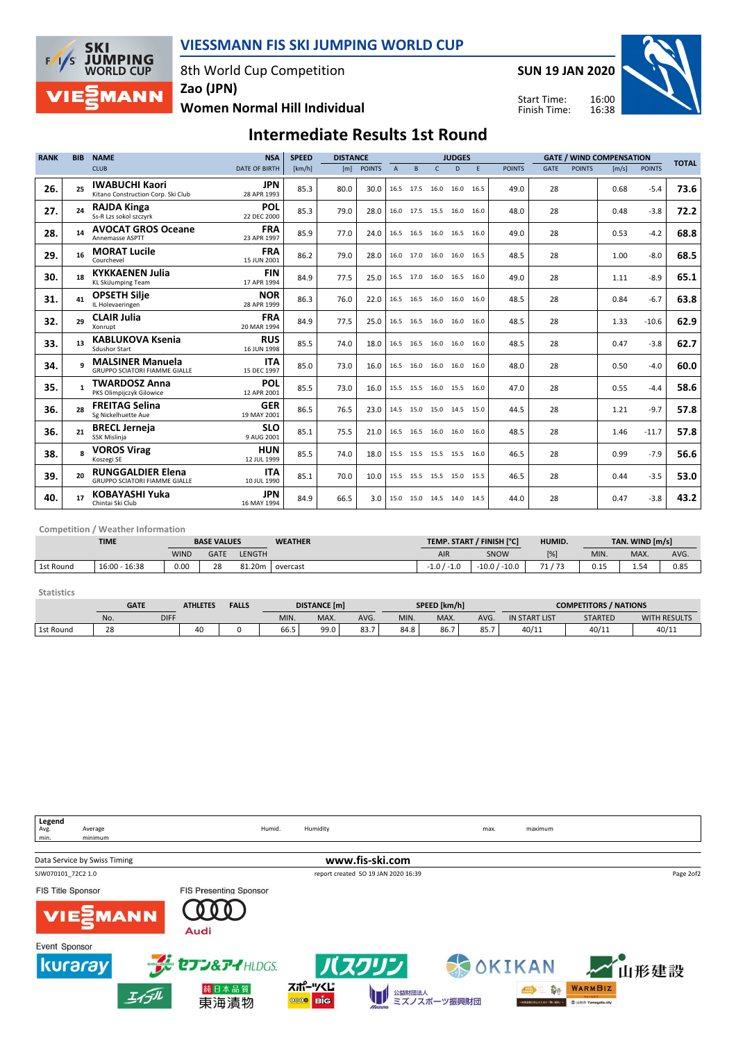# VIESSMANN FIS SKI JUMPING WORLD CUP

8th World Cup Competition
Zao (JPN)
Women Normal Hill Individual

SUN 19 JAN 2020
Start Time: 16:00
Finish Time: 16:38

## Intermediate Results 1st Round

| RANK | BIB | NAME / CLUB | NSA / DATE OF BIRTH | SPEED [km/h] | DISTANCE [m] | DISTANCE POINTS | A | B | C | D | E | JUDGES POINTS | GATE | GATE POINTS | WIND [m/s] | WIND POINTS | TOTAL |
|---|---|---|---|---|---|---|---|---|---|---|---|---|---|---|---|---|---|
| 26. | 25 | **IWABUCHI Kaori** Kitano Construction Corp. Ski Club | JPN 28 APR 1993 | 85.3 | 80.0 | 30.0 | 16.5 | 17.5 | 16.0 | 16.0 | 16.5 | 49.0 | 28 | | 0.68 | -5.4 | 73.6 |
| 27. | 24 | **RAJDA Kinga** Ss-R Lzs sokol szczyrk | POL 22 DEC 2000 | 85.3 | 79.0 | 28.0 | 16.0 | 17.5 | 15.5 | 16.0 | 16.0 | 48.0 | 28 | | 0.48 | -3.8 | 72.2 |
| 28. | 14 | **AVOCAT GROS Oceane** Annemasse ASPTT | FRA 23 APR 1997 | 85.9 | 77.0 | 24.0 | 16.5 | 16.5 | 16.0 | 16.5 | 16.0 | 49.0 | 28 | | 0.53 | -4.2 | 68.8 |
| 29. | 16 | **MORAT Lucile** Courchevel | FRA 15 JUN 2001 | 86.2 | 79.0 | 28.0 | 16.0 | 17.0 | 16.0 | 16.0 | 16.5 | 48.5 | 28 | | 1.00 | -8.0 | 68.5 |
| 30. | 18 | **KYKKAENEN Julia** KL SkiJumping Team | FIN 17 APR 1994 | 84.9 | 77.5 | 25.0 | 16.5 | 17.0 | 16.0 | 16.5 | 16.0 | 49.0 | 28 | | 1.11 | -8.9 | 65.1 |
| 31. | 41 | **OPSETH Silje** IL Holevaeringen | NOR 28 APR 1999 | 86.3 | 76.0 | 22.0 | 16.5 | 16.5 | 16.0 | 16.0 | 16.0 | 48.5 | 28 | | 0.84 | -6.7 | 63.8 |
| 32. | 29 | **CLAIR Julia** Xonrupt | FRA 20 MAR 1994 | 84.9 | 77.5 | 25.0 | 16.5 | 16.5 | 16.0 | 16.0 | 16.0 | 48.5 | 28 | | 1.33 | -10.6 | 62.9 |
| 33. | 13 | **KABLUKOVA Ksenia** Sdushor Start | RUS 16 JUN 1998 | 85.5 | 74.0 | 18.0 | 16.5 | 16.5 | 16.0 | 16.0 | 16.0 | 48.5 | 28 | | 0.47 | -3.8 | 62.7 |
| 34. | 9 | **MALSINER Manuela** GRUPPO SCIATORI FIAMME GIALLE | ITA 15 DEC 1997 | 85.0 | 73.0 | 16.0 | 16.5 | 16.0 | 16.0 | 16.0 | 16.0 | 48.0 | 28 | | 0.50 | -4.0 | 60.0 |
| 35. | 1 | **TWARDOSZ Anna** PKS Olimpijczyk Gilowice | POL 12 APR 2001 | 85.5 | 73.0 | 16.0 | 15.5 | 15.5 | 16.0 | 15.5 | 16.0 | 47.0 | 28 | | 0.55 | -4.4 | 58.6 |
| 36. | 28 | **FREITAG Selina** Sg Nickelhuette Aue | GER 19 MAY 2001 | 86.5 | 76.5 | 23.0 | 14.5 | 15.0 | 15.0 | 14.5 | 15.0 | 44.5 | 28 | | 1.21 | -9.7 | 57.8 |
| 36. | 21 | **BRECL Jerneja** SSK Mislinja | SLO 9 AUG 2001 | 85.1 | 75.5 | 21.0 | 16.5 | 16.5 | 16.0 | 16.0 | 16.0 | 48.5 | 28 | | 1.46 | -11.7 | 57.8 |
| 38. | 8 | **VOROS Virag** Koszegi SE | HUN 12 JUL 1999 | 85.5 | 74.0 | 18.0 | 15.5 | 15.5 | 15.5 | 15.5 | 16.0 | 46.5 | 28 | | 0.99 | -7.9 | 56.6 |
| 39. | 20 | **RUNGGALDIER Elena** GRUPPO SCIATORI FIAMME GIALLE | ITA 10 JUL 1990 | 85.1 | 70.0 | 10.0 | 15.5 | 15.5 | 15.5 | 15.0 | 15.5 | 46.5 | 28 | | 0.44 | -3.5 | 53.0 |
| 40. | 17 | **KOBAYASHI Yuka** Chintai Ski Club | JPN 16 MAY 1994 | 84.9 | 66.5 | 3.0 | 15.0 | 15.0 | 14.5 | 14.0 | 14.5 | 44.0 | 28 | | 0.47 | -3.8 | 43.2 |

### Competition / Weather Information

| | TIME | BASE VALUES WIND | BASE VALUES GATE | BASE VALUES LENGTH | WEATHER | TEMP. START / FINISH [°C] AIR | TEMP. START / FINISH [°C] SNOW | HUMID. [%] | TAN. WIND [m/s] MIN. | TAN. WIND [m/s] MAX. | TAN. WIND [m/s] AVG. |
|---|---|---|---|---|---|---|---|---|---|---|---|
| 1st Round | 16:00 - 16:38 | 0.00 | 28 | 81.20m | overcast | -1.0 / -1.0 | -10.0 / -10.0 | 71 / 73 | 0.15 | 1.54 | 0.85 |

### Statistics

| | GATE No. | GATE DIFF | ATHLETES | FALLS | DISTANCE [m] MIN. | DISTANCE [m] MAX. | DISTANCE [m] AVG. | SPEED [km/h] MIN. | SPEED [km/h] MAX. | SPEED [km/h] AVG. | IN START LIST | STARTED | WITH RESULTS |
|---|---|---|---|---|---|---|---|---|---|---|---|---|---|
| 1st Round | 28 | | 40 | 0 | 66.5 | 99.0 | 83.7 | 84.8 | 86.7 | 85.7 | 40/11 | 40/11 | 40/11 |

**Legend**
Avg. Average
min. minimum
Humid. Humidity
max. maximum

Data Service by Swiss Timing
www.fis-ski.com
SJW070101_72C2 1.0
report created SO 19 JAN 2020 16:39

FIS Title Sponsor: VIESSMANN
FIS Presenting Sponsor: Audi
Event Sponsor